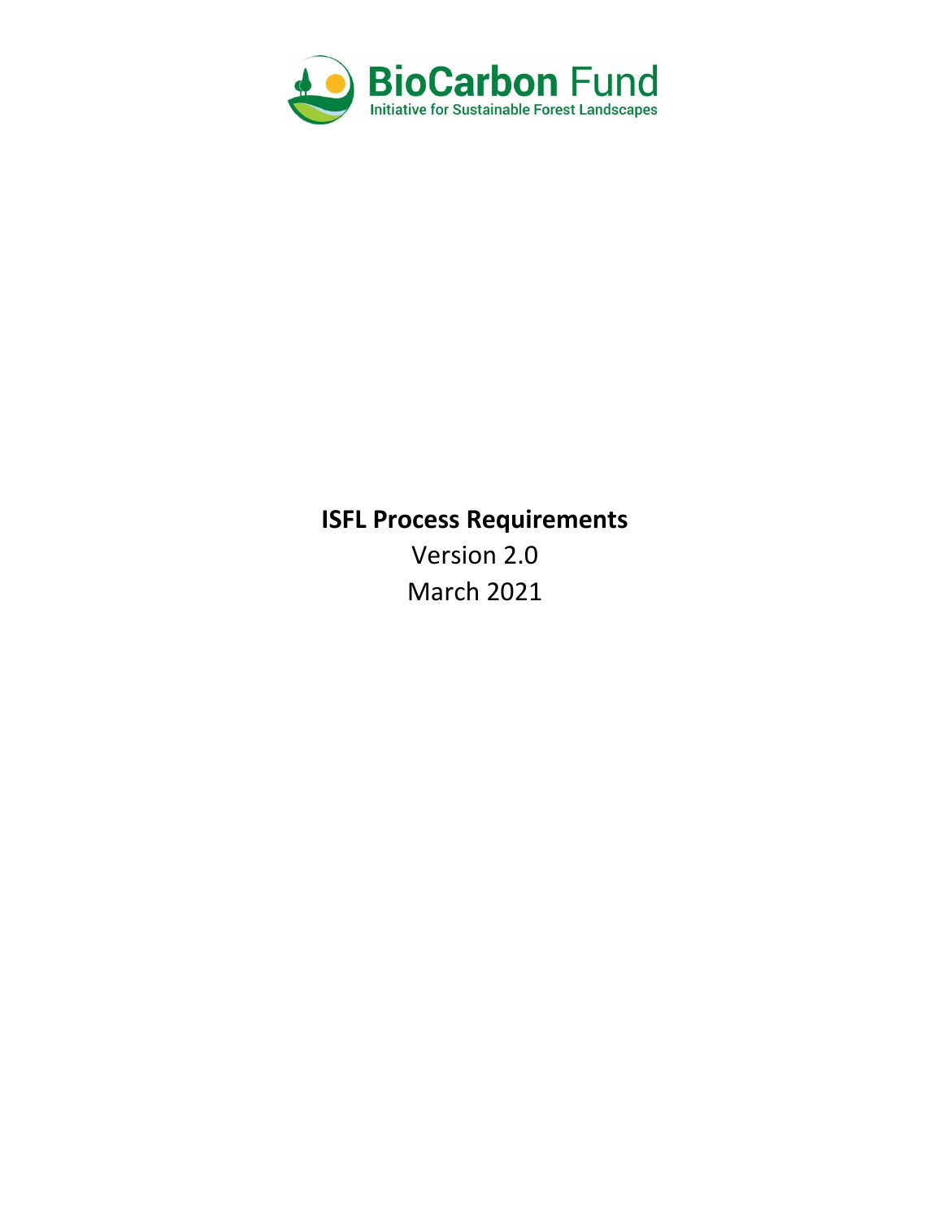BioCarbon Fund

Initiative for Sustainable Forest Landscapes

# ISFL Process Requirements

Version 2.0

March 2021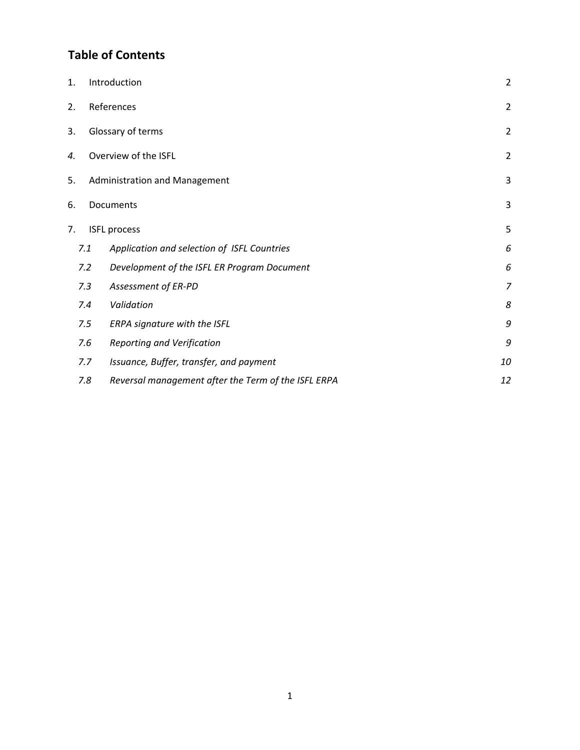# Table of Contents

| | | |
|---|---|---|
| 1. | Introduction | 2 |
| 2. | References | 2 |
| 3. | Glossary of terms | 2 |
| *4.* | Overview of the ISFL | 2 |
| 5. | Administration and Management | 3 |
| 6. | Documents | 3 |
| 7. | ISFL process | 5 |
| *7.1* | *Application and selection of ISFL Countries* | *6* |
| *7.2* | *Development of the ISFL ER Program Document* | *6* |
| *7.3* | *Assessment of ER-PD* | *7* |
| *7.4* | *Validation* | *8* |
| *7.5* | *ERPA signature with the ISFL* | *9* |
| *7.6* | *Reporting and Verification* | *9* |
| *7.7* | *Issuance, Buffer, transfer, and payment* | *10* |
| *7.8* | *Reversal management after the Term of the ISFL ERPA* | *12* |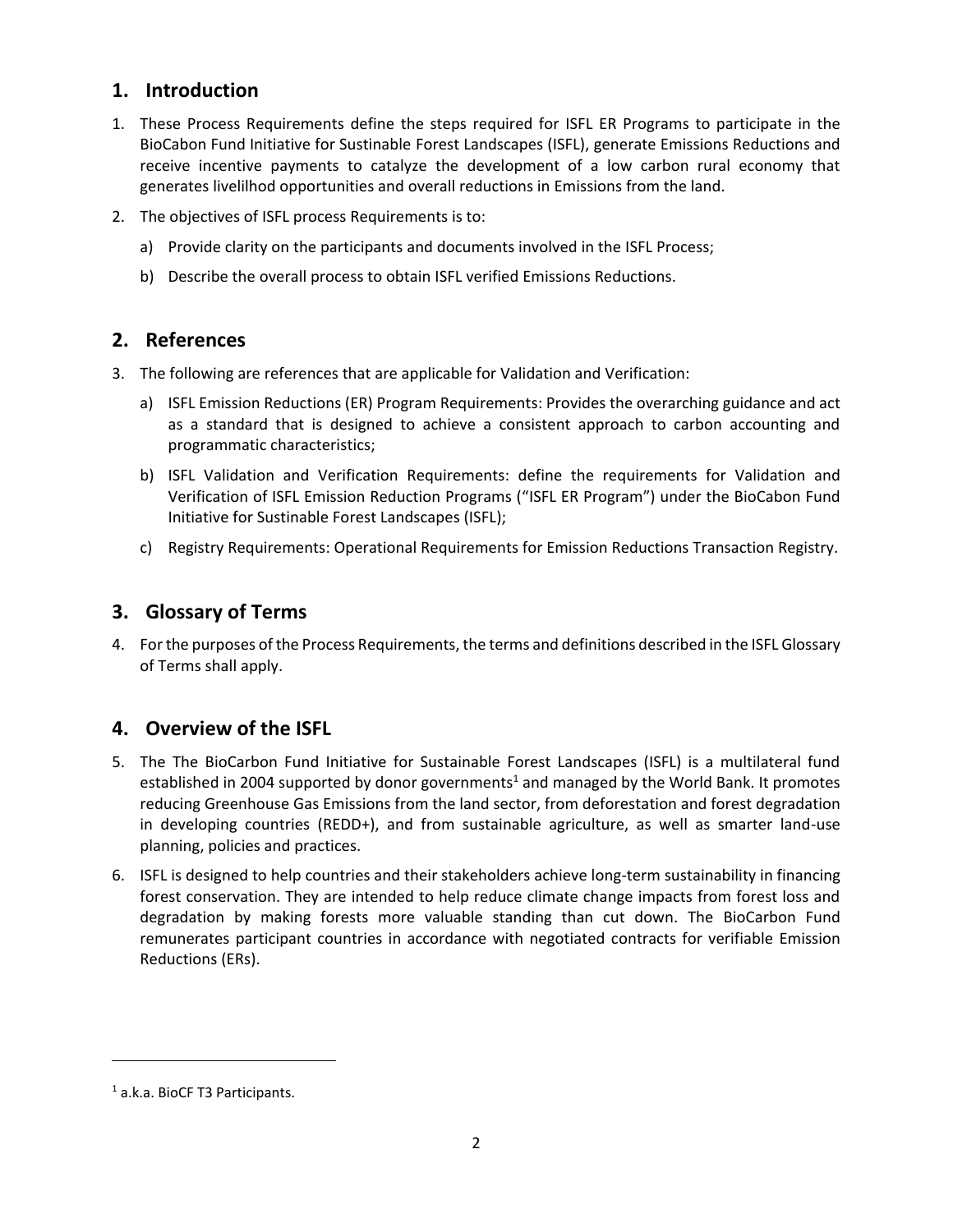## 1. Introduction

1. These Process Requirements define the steps required for ISFL ER Programs to participate in the BioCabon Fund Initiative for Sustinable Forest Landscapes (ISFL), generate Emissions Reductions and receive incentive payments to catalyze the development of a low carbon rural economy that generates livelilhod opportunities and overall reductions in Emissions from the land.

2. The objectives of ISFL process Requirements is to:

   a) Provide clarity on the participants and documents involved in the ISFL Process;

   b) Describe the overall process to obtain ISFL verified Emissions Reductions.

## 2. References

3. The following are references that are applicable for Validation and Verification:

   a) ISFL Emission Reductions (ER) Program Requirements: Provides the overarching guidance and act as a standard that is designed to achieve a consistent approach to carbon accounting and programmatic characteristics;

   b) ISFL Validation and Verification Requirements: define the requirements for Validation and Verification of ISFL Emission Reduction Programs ("ISFL ER Program") under the BioCabon Fund Initiative for Sustinable Forest Landscapes (ISFL);

   c) Registry Requirements: Operational Requirements for Emission Reductions Transaction Registry.

## 3. Glossary of Terms

4. For the purposes of the Process Requirements, the terms and definitions described in the ISFL Glossary of Terms shall apply.

## 4. Overview of the ISFL

5. The The BioCarbon Fund Initiative for Sustainable Forest Landscapes (ISFL) is a multilateral fund established in 2004 supported by donor governments[1] and managed by the World Bank. It promotes reducing Greenhouse Gas Emissions from the land sector, from deforestation and forest degradation in developing countries (REDD+), and from sustainable agriculture, as well as smarter land-use planning, policies and practices.

6. ISFL is designed to help countries and their stakeholders achieve long-term sustainability in financing forest conservation. They are intended to help reduce climate change impacts from forest loss and degradation by making forests more valuable standing than cut down. The BioCarbon Fund remunerates participant countries in accordance with negotiated contracts for verifiable Emission Reductions (ERs).

---

[1] a.k.a. BioCF T3 Participants.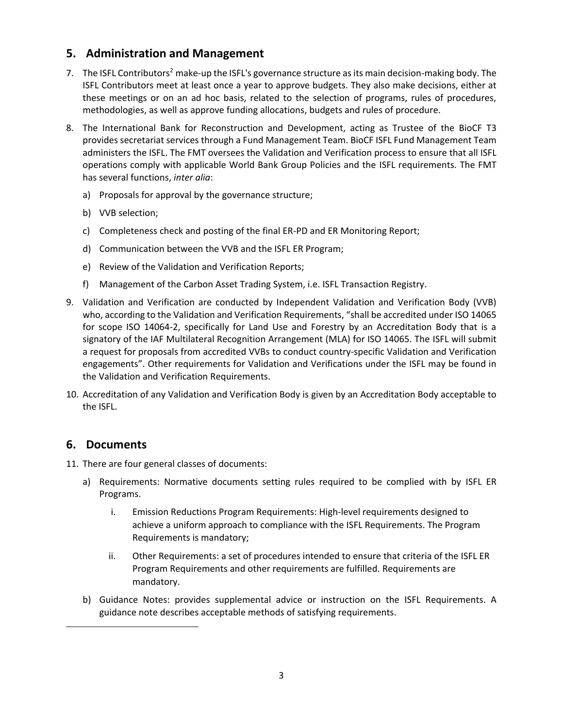## 5. Administration and Management

7. The ISFL Contributors[2] make-up the ISFL's governance structure as its main decision-making body. The ISFL Contributors meet at least once a year to approve budgets. They also make decisions, either at these meetings or on an ad hoc basis, related to the selection of programs, rules of procedures, methodologies, as well as approve funding allocations, budgets and rules of procedure.

8. The International Bank for Reconstruction and Development, acting as Trustee of the BioCF T3 provides secretariat services through a Fund Management Team. BioCF ISFL Fund Management Team administers the ISFL. The FMT oversees the Validation and Verification process to ensure that all ISFL operations comply with applicable World Bank Group Policies and the ISFL requirements. The FMT has several functions, *inter alia*:

   a) Proposals for approval by the governance structure;

   b) VVB selection;

   c) Completeness check and posting of the final ER-PD and ER Monitoring Report;

   d) Communication between the VVB and the ISFL ER Program;

   e) Review of the Validation and Verification Reports;

   f) Management of the Carbon Asset Trading System, i.e. ISFL Transaction Registry.

9. Validation and Verification are conducted by Independent Validation and Verification Body (VVB) who, according to the Validation and Verification Requirements, "shall be accredited under ISO 14065 for scope ISO 14064-2, specifically for Land Use and Forestry by an Accreditation Body that is a signatory of the IAF Multilateral Recognition Arrangement (MLA) for ISO 14065. The ISFL will submit a request for proposals from accredited VVBs to conduct country-specific Validation and Verification engagements". Other requirements for Validation and Verifications under the ISFL may be found in the Validation and Verification Requirements.

10. Accreditation of any Validation and Verification Body is given by an Accreditation Body acceptable to the ISFL.

## 6. Documents

11. There are four general classes of documents:

   a) Requirements: Normative documents setting rules required to be complied with by ISFL ER Programs.

      i. Emission Reductions Program Requirements: High-level requirements designed to achieve a uniform approach to compliance with the ISFL Requirements. The Program Requirements is mandatory;

      ii. Other Requirements: a set of procedures intended to ensure that criteria of the ISFL ER Program Requirements and other requirements are fulfilled. Requirements are mandatory.

   b) Guidance Notes: provides supplemental advice or instruction on the ISFL Requirements. A guidance note describes acceptable methods of satisfying requirements.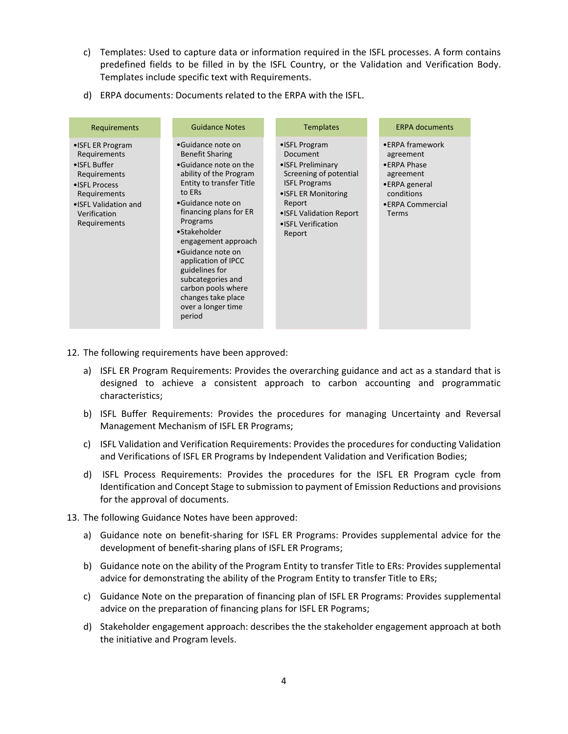c) Templates: Used to capture data or information required in the ISFL processes. A form contains predefined fields to be filled in by the ISFL Country, or the Validation and Verification Body. Templates include specific text with Requirements.

d) ERPA documents: Documents related to the ERPA with the ISFL.

| Requirements | Guidance Notes | Templates | ERPA documents |
|---|---|---|---|
| •ISFL ER Program Requirements<br>•ISFL Buffer Requirements<br>•ISFL Process Requirements<br>•ISFL Validation and Verification Requirements | •Guidance note on Benefit Sharing<br>•Guidance note on the ability of the Program Entity to transfer Title to ERs<br>•Guidance note on financing plans for ER Programs<br>•Stakeholder engagement approach<br>•Guidance note on application of IPCC guidelines for subcategories and carbon pools where changes take place over a longer time period | •ISFL Program Document<br>•ISFL Preliminary Screening of potential ISFL Programs<br>•ISFL ER Monitoring Report<br>•ISFL Validation Report<br>•ISFL Verification Report | •ERPA framework agreement<br>•ERPA Phase agreement<br>•ERPA general conditions<br>•ERPA Commercial Terms |

12. The following requirements have been approved:

a) ISFL ER Program Requirements: Provides the overarching guidance and act as a standard that is designed to achieve a consistent approach to carbon accounting and programmatic characteristics;

b) ISFL Buffer Requirements: Provides the procedures for managing Uncertainty and Reversal Management Mechanism of ISFL ER Programs;

c) ISFL Validation and Verification Requirements: Provides the procedures for conducting Validation and Verifications of ISFL ER Programs by Independent Validation and Verification Bodies;

d) ISFL Process Requirements: Provides the procedures for the ISFL ER Program cycle from Identification and Concept Stage to submission to payment of Emission Reductions and provisions for the approval of documents.

13. The following Guidance Notes have been approved:

a) Guidance note on benefit-sharing for ISFL ER Programs: Provides supplemental advice for the development of benefit-sharing plans of ISFL ER Programs;

b) Guidance note on the ability of the Program Entity to transfer Title to ERs: Provides supplemental advice for demonstrating the ability of the Program Entity to transfer Title to ERs;

c) Guidance Note on the preparation of financing plan of ISFL ER Programs: Provides supplemental advice on the preparation of financing plans for ISFL ER Pograms;

d) Stakeholder engagement approach: describes the the stakeholder engagement approach at both the initiative and Program levels.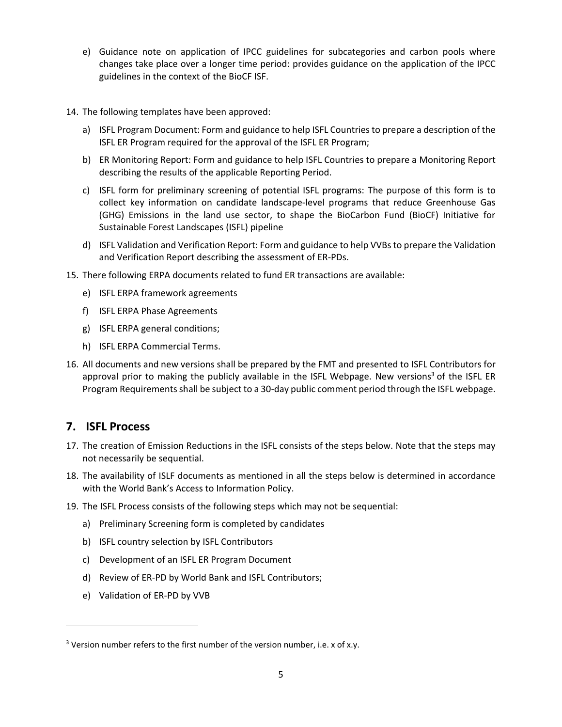e) Guidance note on application of IPCC guidelines for subcategories and carbon pools where changes take place over a longer time period: provides guidance on the application of the IPCC guidelines in the context of the BioCF ISF.

14. The following templates have been approved:

    a) ISFL Program Document: Form and guidance to help ISFL Countries to prepare a description of the ISFL ER Program required for the approval of the ISFL ER Program;

    b) ER Monitoring Report: Form and guidance to help ISFL Countries to prepare a Monitoring Report describing the results of the applicable Reporting Period.

    c) ISFL form for preliminary screening of potential ISFL programs: The purpose of this form is to collect key information on candidate landscape-level programs that reduce Greenhouse Gas (GHG) Emissions in the land use sector, to shape the BioCarbon Fund (BioCF) Initiative for Sustainable Forest Landscapes (ISFL) pipeline

    d) ISFL Validation and Verification Report: Form and guidance to help VVBs to prepare the Validation and Verification Report describing the assessment of ER-PDs.

15. There following ERPA documents related to fund ER transactions are available:

    e) ISFL ERPA framework agreements

    f) ISFL ERPA Phase Agreements

    g) ISFL ERPA general conditions;

    h) ISFL ERPA Commercial Terms.

16. All documents and new versions shall be prepared by the FMT and presented to ISFL Contributors for approval prior to making the publicly available in the ISFL Webpage. New versions[3] of the ISFL ER Program Requirements shall be subject to a 30-day public comment period through the ISFL webpage.

## 7. ISFL Process

17. The creation of Emission Reductions in the ISFL consists of the steps below. Note that the steps may not necessarily be sequential.

18. The availability of ISLF documents as mentioned in all the steps below is determined in accordance with the World Bank's Access to Information Policy.

19. The ISFL Process consists of the following steps which may not be sequential:

    a) Preliminary Screening form is completed by candidates

    b) ISFL country selection by ISFL Contributors

    c) Development of an ISFL ER Program Document

    d) Review of ER-PD by World Bank and ISFL Contributors;

    e) Validation of ER-PD by VVB

---

[3] Version number refers to the first number of the version number, i.e. x of x.y.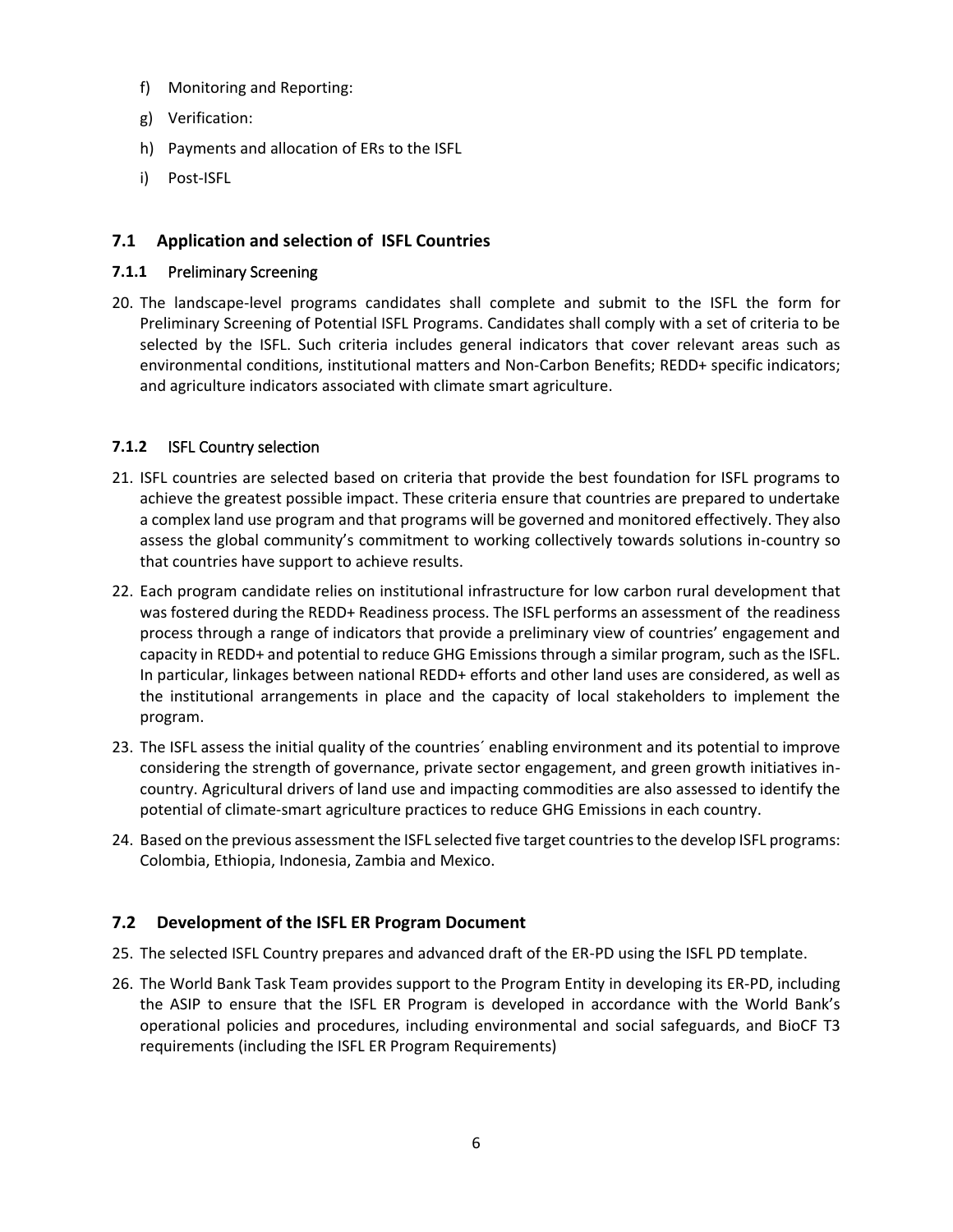f) Monitoring and Reporting:

g) Verification:

h) Payments and allocation of ERs to the ISFL

i) Post-ISFL

## 7.1 Application and selection of ISFL Countries

### 7.1.1 Preliminary Screening

20. The landscape-level programs candidates shall complete and submit to the ISFL the form for Preliminary Screening of Potential ISFL Programs. Candidates shall comply with a set of criteria to be selected by the ISFL. Such criteria includes general indicators that cover relevant areas such as environmental conditions, institutional matters and Non-Carbon Benefits; REDD+ specific indicators; and agriculture indicators associated with climate smart agriculture.

### 7.1.2 ISFL Country selection

21. ISFL countries are selected based on criteria that provide the best foundation for ISFL programs to achieve the greatest possible impact. These criteria ensure that countries are prepared to undertake a complex land use program and that programs will be governed and monitored effectively. They also assess the global community's commitment to working collectively towards solutions in-country so that countries have support to achieve results.

22. Each program candidate relies on institutional infrastructure for low carbon rural development that was fostered during the REDD+ Readiness process. The ISFL performs an assessment of the readiness process through a range of indicators that provide a preliminary view of countries' engagement and capacity in REDD+ and potential to reduce GHG Emissions through a similar program, such as the ISFL. In particular, linkages between national REDD+ efforts and other land uses are considered, as well as the institutional arrangements in place and the capacity of local stakeholders to implement the program.

23. The ISFL assess the initial quality of the countries´ enabling environment and its potential to improve considering the strength of governance, private sector engagement, and green growth initiatives in-country. Agricultural drivers of land use and impacting commodities are also assessed to identify the potential of climate-smart agriculture practices to reduce GHG Emissions in each country.

24. Based on the previous assessment the ISFL selected five target countries to the develop ISFL programs: Colombia, Ethiopia, Indonesia, Zambia and Mexico.

## 7.2 Development of the ISFL ER Program Document

25. The selected ISFL Country prepares and advanced draft of the ER-PD using the ISFL PD template.

26. The World Bank Task Team provides support to the Program Entity in developing its ER-PD, including the ASIP to ensure that the ISFL ER Program is developed in accordance with the World Bank's operational policies and procedures, including environmental and social safeguards, and BioCF T3 requirements (including the ISFL ER Program Requirements)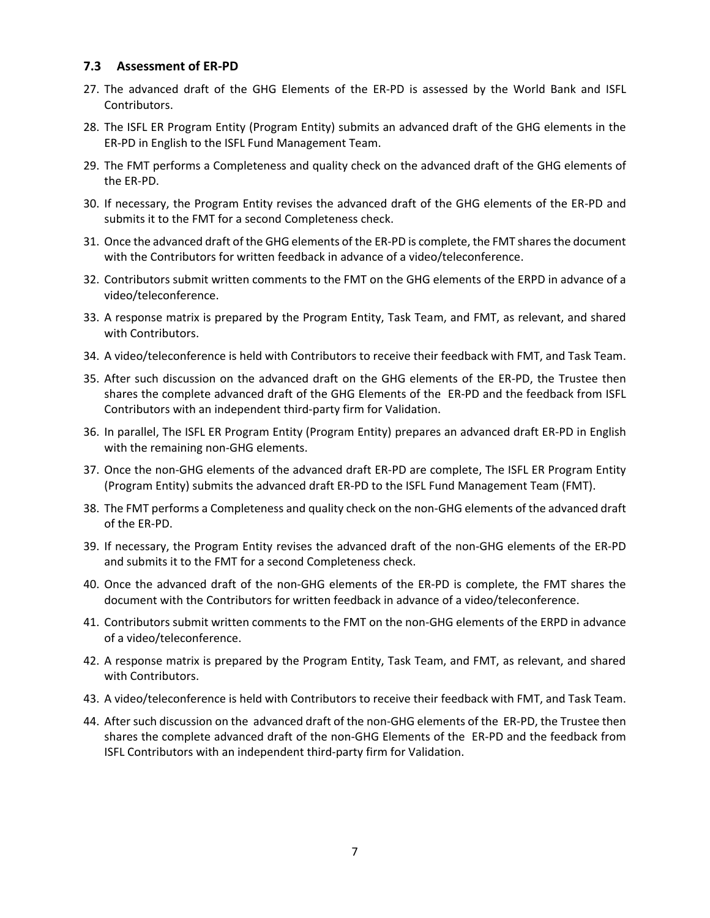### 7.3 Assessment of ER-PD

27. The advanced draft of the GHG Elements of the ER-PD is assessed by the World Bank and ISFL Contributors.
28. The ISFL ER Program Entity (Program Entity) submits an advanced draft of the GHG elements in the ER-PD in English to the ISFL Fund Management Team.
29. The FMT performs a Completeness and quality check on the advanced draft of the GHG elements of the ER-PD.
30. If necessary, the Program Entity revises the advanced draft of the GHG elements of the ER-PD and submits it to the FMT for a second Completeness check.
31. Once the advanced draft of the GHG elements of the ER-PD is complete, the FMT shares the document with the Contributors for written feedback in advance of a video/teleconference.
32. Contributors submit written comments to the FMT on the GHG elements of the ERPD in advance of a video/teleconference.
33. A response matrix is prepared by the Program Entity, Task Team, and FMT, as relevant, and shared with Contributors.
34. A video/teleconference is held with Contributors to receive their feedback with FMT, and Task Team.
35. After such discussion on the advanced draft on the GHG elements of the ER-PD, the Trustee then shares the complete advanced draft of the GHG Elements of the ER-PD and the feedback from ISFL Contributors with an independent third-party firm for Validation.
36. In parallel, The ISFL ER Program Entity (Program Entity) prepares an advanced draft ER-PD in English with the remaining non-GHG elements.
37. Once the non-GHG elements of the advanced draft ER-PD are complete, The ISFL ER Program Entity (Program Entity) submits the advanced draft ER-PD to the ISFL Fund Management Team (FMT).
38. The FMT performs a Completeness and quality check on the non-GHG elements of the advanced draft of the ER-PD.
39. If necessary, the Program Entity revises the advanced draft of the non-GHG elements of the ER-PD and submits it to the FMT for a second Completeness check.
40. Once the advanced draft of the non-GHG elements of the ER-PD is complete, the FMT shares the document with the Contributors for written feedback in advance of a video/teleconference.
41. Contributors submit written comments to the FMT on the non-GHG elements of the ERPD in advance of a video/teleconference.
42. A response matrix is prepared by the Program Entity, Task Team, and FMT, as relevant, and shared with Contributors.
43. A video/teleconference is held with Contributors to receive their feedback with FMT, and Task Team.
44. After such discussion on the advanced draft of the non-GHG elements of the ER-PD, the Trustee then shares the complete advanced draft of the non-GHG Elements of the ER-PD and the feedback from ISFL Contributors with an independent third-party firm for Validation.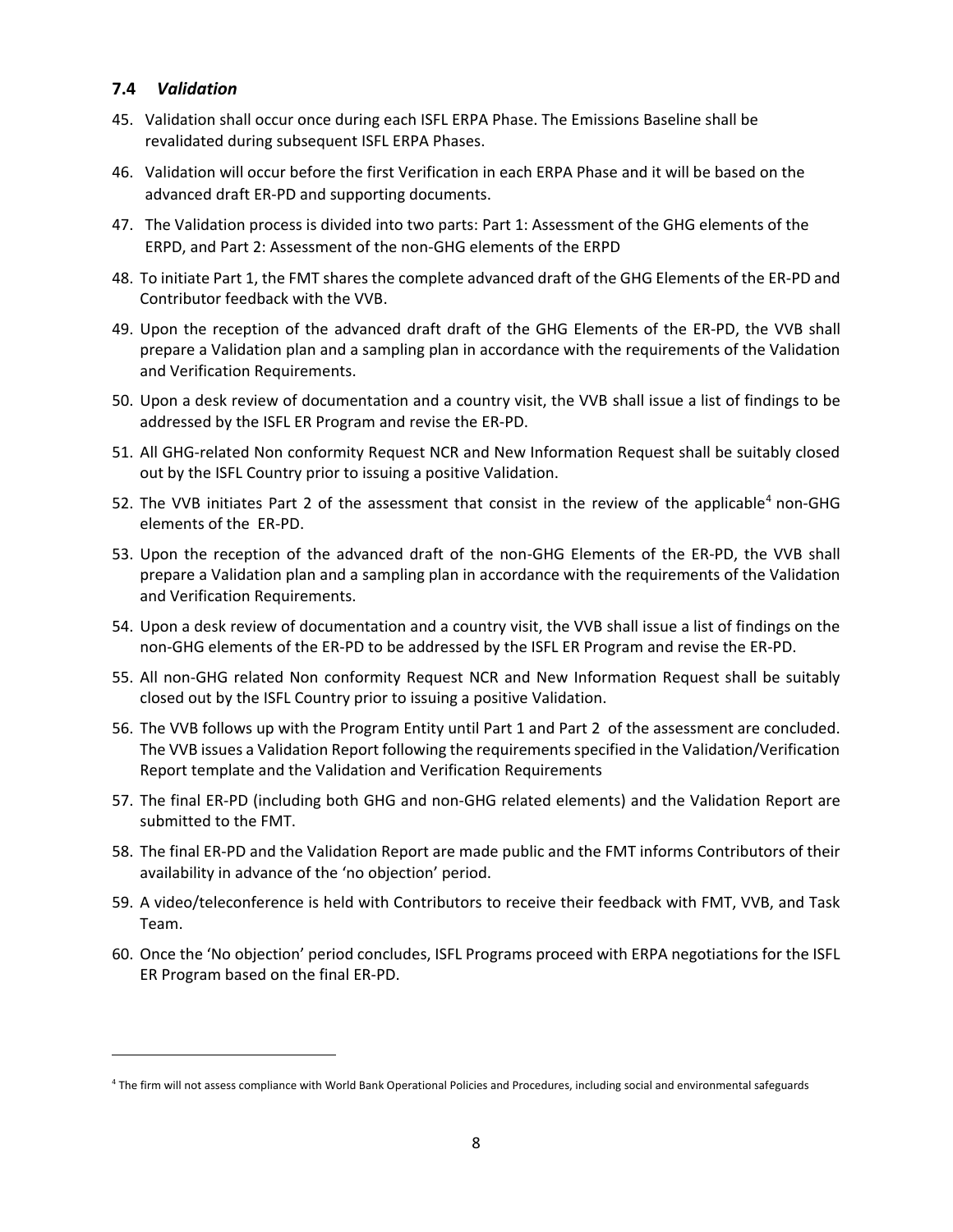### 7.4 *Validation*

45. Validation shall occur once during each ISFL ERPA Phase. The Emissions Baseline shall be revalidated during subsequent ISFL ERPA Phases.
46. Validation will occur before the first Verification in each ERPA Phase and it will be based on the advanced draft ER-PD and supporting documents.
47. The Validation process is divided into two parts: Part 1: Assessment of the GHG elements of the ERPD, and Part 2: Assessment of the non-GHG elements of the ERPD
48. To initiate Part 1, the FMT shares the complete advanced draft of the GHG Elements of the ER-PD and Contributor feedback with the VVB.
49. Upon the reception of the advanced draft draft of the GHG Elements of the ER-PD, the VVB shall prepare a Validation plan and a sampling plan in accordance with the requirements of the Validation and Verification Requirements.
50. Upon a desk review of documentation and a country visit, the VVB shall issue a list of findings to be addressed by the ISFL ER Program and revise the ER-PD.
51. All GHG-related Non conformity Request NCR and New Information Request shall be suitably closed out by the ISFL Country prior to issuing a positive Validation.
52. The VVB initiates Part 2 of the assessment that consist in the review of the applicable[4] non-GHG elements of the ER-PD.
53. Upon the reception of the advanced draft of the non-GHG Elements of the ER-PD, the VVB shall prepare a Validation plan and a sampling plan in accordance with the requirements of the Validation and Verification Requirements.
54. Upon a desk review of documentation and a country visit, the VVB shall issue a list of findings on the non-GHG elements of the ER-PD to be addressed by the ISFL ER Program and revise the ER-PD.
55. All non-GHG related Non conformity Request NCR and New Information Request shall be suitably closed out by the ISFL Country prior to issuing a positive Validation.
56. The VVB follows up with the Program Entity until Part 1 and Part 2 of the assessment are concluded. The VVB issues a Validation Report following the requirements specified in the Validation/Verification Report template and the Validation and Verification Requirements
57. The final ER-PD (including both GHG and non-GHG related elements) and the Validation Report are submitted to the FMT.
58. The final ER-PD and the Validation Report are made public and the FMT informs Contributors of their availability in advance of the 'no objection' period.
59. A video/teleconference is held with Contributors to receive their feedback with FMT, VVB, and Task Team.
60. Once the 'No objection' period concludes, ISFL Programs proceed with ERPA negotiations for the ISFL ER Program based on the final ER-PD.

---

[4] The firm will not assess compliance with World Bank Operational Policies and Procedures, including social and environmental safeguards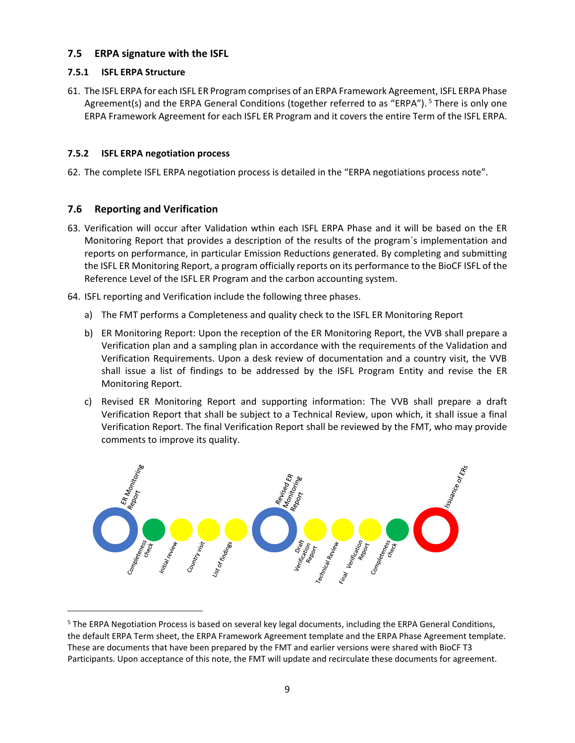## 7.5 ERPA signature with the ISFL

### 7.5.1 ISFL ERPA Structure

61. The ISFL ERPA for each ISFL ER Program comprises of an ERPA Framework Agreement, ISFL ERPA Phase Agreement(s) and the ERPA General Conditions (together referred to as “ERPA”). [5] There is only one ERPA Framework Agreement for each ISFL ER Program and it covers the entire Term of the ISFL ERPA.

### 7.5.2 ISFL ERPA negotiation process

62. The complete ISFL ERPA negotiation process is detailed in the “ERPA negotiations process note”.

## 7.6 Reporting and Verification

63. Verification will occur after Validation wthin each ISFL ERPA Phase and it will be based on the ER Monitoring Report that provides a description of the results of the program´s implementation and reports on performance, in particular Emission Reductions generated. By completing and submitting the ISFL ER Monitoring Report, a program officially reports on its performance to the BioCF ISFL of the Reference Level of the ISFL ER Program and the carbon accounting system.

64. ISFL reporting and Verification include the following three phases.

    a) The FMT performs a Completeness and quality check to the ISFL ER Monitoring Report

    b) ER Monitoring Report: Upon the reception of the ER Monitoring Report, the VVB shall prepare a Verification plan and a sampling plan in accordance with the requirements of the Validation and Verification Requirements. Upon a desk review of documentation and a country visit, the VVB shall issue a list of findings to be addressed by the ISFL Program Entity and revise the ER Monitoring Report.

    c) Revised ER Monitoring Report and supporting information: The VVB shall prepare a draft Verification Report that shall be subject to a Technical Review, upon which, it shall issue a final Verification Report. The final Verification Report shall be reviewed by the FMT, who may provide comments to improve its quality.

ER Monitoring Report → Completeness check → Initial review → Country visit → List of findings → Revised ER Monitoring Report → Draft Verification Report → Technical Review → Final Verification Report → Completeness check → Issuance of ERs

---

[5] The ERPA Negotiation Process is based on several key legal documents, including the ERPA General Conditions, the default ERPA Term sheet, the ERPA Framework Agreement template and the ERPA Phase Agreement template. These are documents that have been prepared by the FMT and earlier versions were shared with BioCF T3 Participants. Upon acceptance of this note, the FMT will update and recirculate these documents for agreement.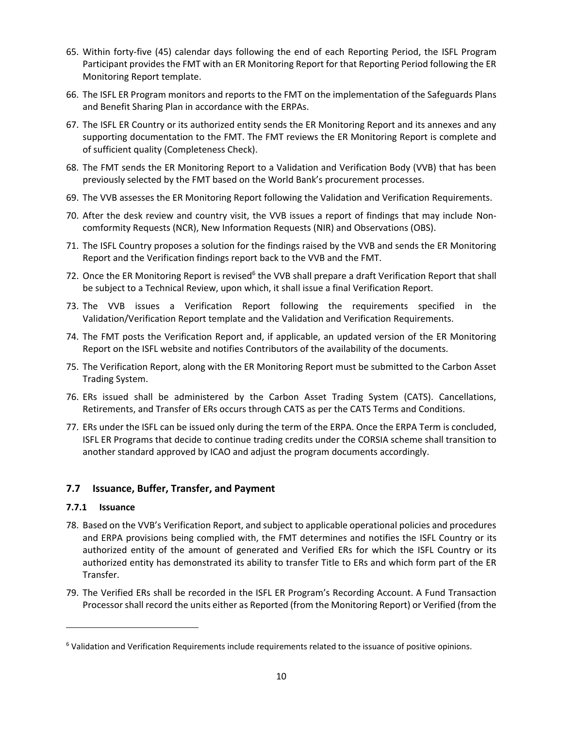65. Within forty-five (45) calendar days following the end of each Reporting Period, the ISFL Program Participant provides the FMT with an ER Monitoring Report for that Reporting Period following the ER Monitoring Report template.
66. The ISFL ER Program monitors and reports to the FMT on the implementation of the Safeguards Plans and Benefit Sharing Plan in accordance with the ERPAs.
67. The ISFL ER Country or its authorized entity sends the ER Monitoring Report and its annexes and any supporting documentation to the FMT. The FMT reviews the ER Monitoring Report is complete and of sufficient quality (Completeness Check).
68. The FMT sends the ER Monitoring Report to a Validation and Verification Body (VVB) that has been previously selected by the FMT based on the World Bank's procurement processes.
69. The VVB assesses the ER Monitoring Report following the Validation and Verification Requirements.
70. After the desk review and country visit, the VVB issues a report of findings that may include Non-comformity Requests (NCR), New Information Requests (NIR) and Observations (OBS).
71. The ISFL Country proposes a solution for the findings raised by the VVB and sends the ER Monitoring Report and the Verification findings report back to the VVB and the FMT.
72. Once the ER Monitoring Report is revised[6] the VVB shall prepare a draft Verification Report that shall be subject to a Technical Review, upon which, it shall issue a final Verification Report.
73. The VVB issues a Verification Report following the requirements specified in the Validation/Verification Report template and the Validation and Verification Requirements.
74. The FMT posts the Verification Report and, if applicable, an updated version of the ER Monitoring Report on the ISFL website and notifies Contributors of the availability of the documents.
75. The Verification Report, along with the ER Monitoring Report must be submitted to the Carbon Asset Trading System.
76. ERs issued shall be administered by the Carbon Asset Trading System (CATS). Cancellations, Retirements, and Transfer of ERs occurs through CATS as per the CATS Terms and Conditions.
77. ERs under the ISFL can be issued only during the term of the ERPA. Once the ERPA Term is concluded, ISFL ER Programs that decide to continue trading credits under the CORSIA scheme shall transition to another standard approved by ICAO and adjust the program documents accordingly.

## 7.7 Issuance, Buffer, Transfer, and Payment

### 7.7.1 Issuance

78. Based on the VVB's Verification Report, and subject to applicable operational policies and procedures and ERPA provisions being complied with, the FMT determines and notifies the ISFL Country or its authorized entity of the amount of generated and Verified ERs for which the ISFL Country or its authorized entity has demonstrated its ability to transfer Title to ERs and which form part of the ER Transfer.
79. The Verified ERs shall be recorded in the ISFL ER Program's Recording Account. A Fund Transaction Processor shall record the units either as Reported (from the Monitoring Report) or Verified (from the

[6] Validation and Verification Requirements include requirements related to the issuance of positive opinions.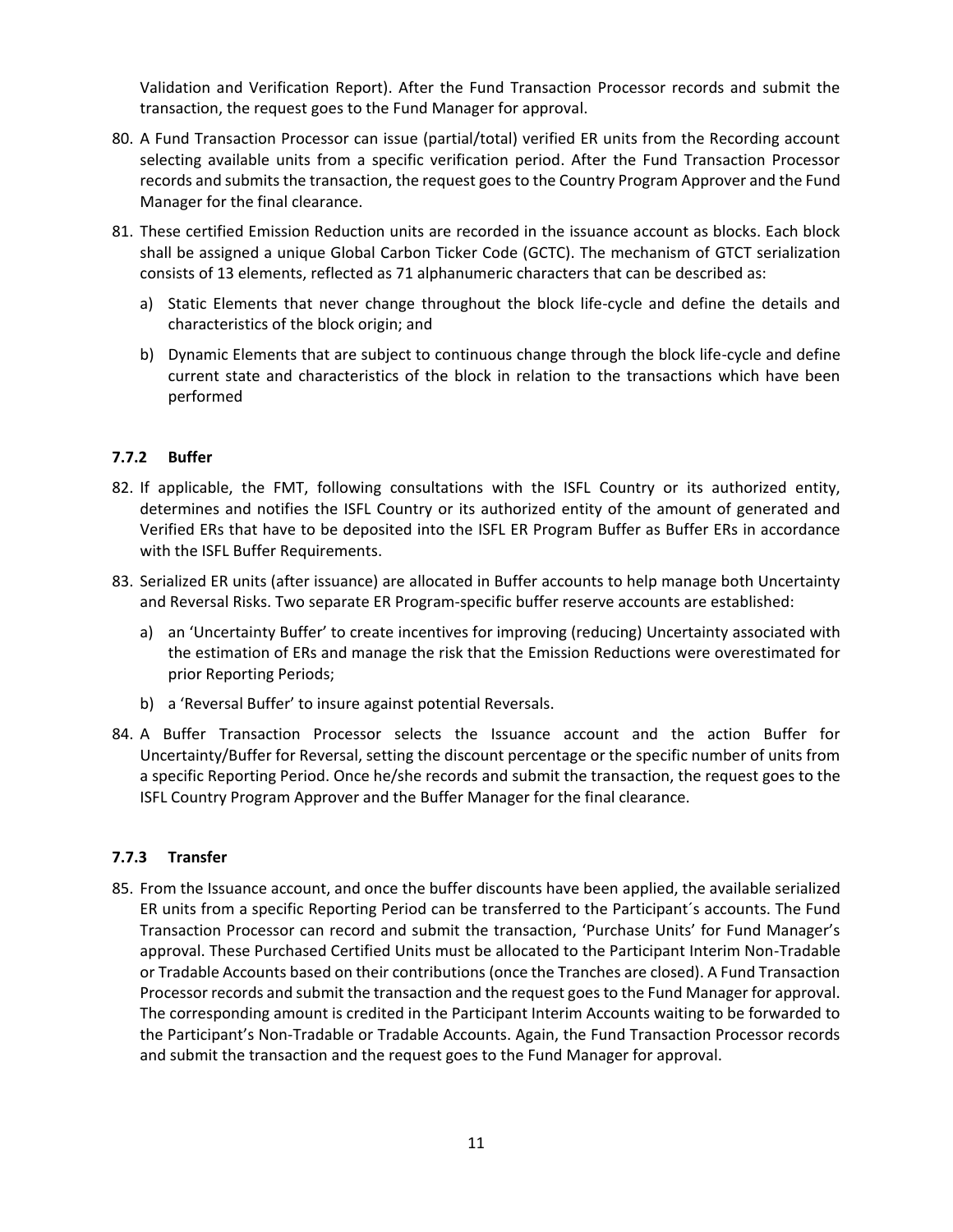Validation and Verification Report). After the Fund Transaction Processor records and submit the transaction, the request goes to the Fund Manager for approval.

80. A Fund Transaction Processor can issue (partial/total) verified ER units from the Recording account selecting available units from a specific verification period. After the Fund Transaction Processor records and submits the transaction, the request goes to the Country Program Approver and the Fund Manager for the final clearance.

81. These certified Emission Reduction units are recorded in the issuance account as blocks. Each block shall be assigned a unique Global Carbon Ticker Code (GCTC). The mechanism of GTCT serialization consists of 13 elements, reflected as 71 alphanumeric characters that can be described as:

    a) Static Elements that never change throughout the block life-cycle and define the details and characteristics of the block origin; and

    b) Dynamic Elements that are subject to continuous change through the block life-cycle and define current state and characteristics of the block in relation to the transactions which have been performed

### 7.7.2 Buffer

82. If applicable, the FMT, following consultations with the ISFL Country or its authorized entity, determines and notifies the ISFL Country or its authorized entity of the amount of generated and Verified ERs that have to be deposited into the ISFL ER Program Buffer as Buffer ERs in accordance with the ISFL Buffer Requirements.

83. Serialized ER units (after issuance) are allocated in Buffer accounts to help manage both Uncertainty and Reversal Risks. Two separate ER Program-specific buffer reserve accounts are established:

    a) an 'Uncertainty Buffer' to create incentives for improving (reducing) Uncertainty associated with the estimation of ERs and manage the risk that the Emission Reductions were overestimated for prior Reporting Periods;

    b) a 'Reversal Buffer' to insure against potential Reversals.

84. A Buffer Transaction Processor selects the Issuance account and the action Buffer for Uncertainty/Buffer for Reversal, setting the discount percentage or the specific number of units from a specific Reporting Period. Once he/she records and submit the transaction, the request goes to the ISFL Country Program Approver and the Buffer Manager for the final clearance.

### 7.7.3 Transfer

85. From the Issuance account, and once the buffer discounts have been applied, the available serialized ER units from a specific Reporting Period can be transferred to the Participant´s accounts. The Fund Transaction Processor can record and submit the transaction, 'Purchase Units' for Fund Manager's approval. These Purchased Certified Units must be allocated to the Participant Interim Non-Tradable or Tradable Accounts based on their contributions (once the Tranches are closed). A Fund Transaction Processor records and submit the transaction and the request goes to the Fund Manager for approval. The corresponding amount is credited in the Participant Interim Accounts waiting to be forwarded to the Participant's Non-Tradable or Tradable Accounts. Again, the Fund Transaction Processor records and submit the transaction and the request goes to the Fund Manager for approval.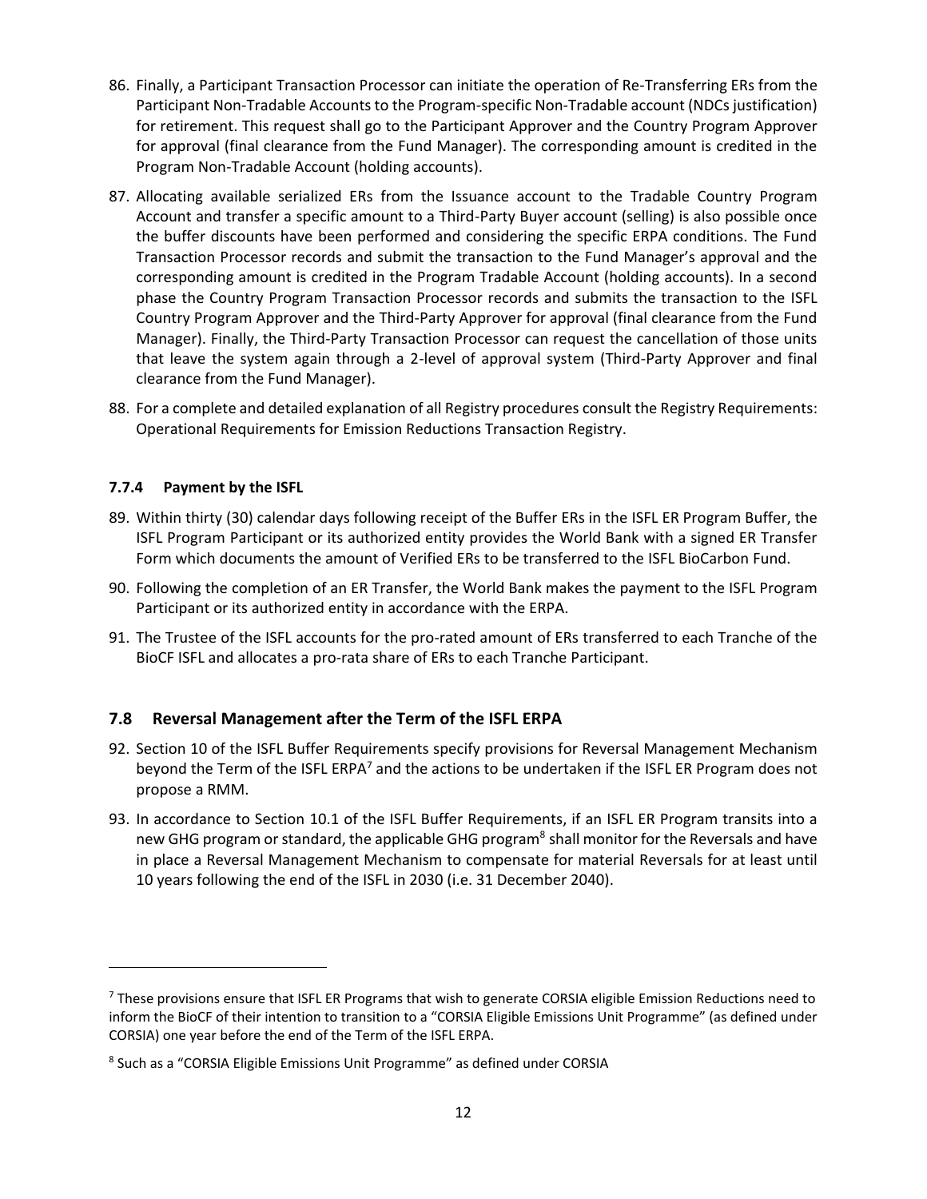86. Finally, a Participant Transaction Processor can initiate the operation of Re-Transferring ERs from the Participant Non-Tradable Accounts to the Program-specific Non-Tradable account (NDCs justification) for retirement. This request shall go to the Participant Approver and the Country Program Approver for approval (final clearance from the Fund Manager). The corresponding amount is credited in the Program Non-Tradable Account (holding accounts).

87. Allocating available serialized ERs from the Issuance account to the Tradable Country Program Account and transfer a specific amount to a Third-Party Buyer account (selling) is also possible once the buffer discounts have been performed and considering the specific ERPA conditions. The Fund Transaction Processor records and submit the transaction to the Fund Manager's approval and the corresponding amount is credited in the Program Tradable Account (holding accounts). In a second phase the Country Program Transaction Processor records and submits the transaction to the ISFL Country Program Approver and the Third-Party Approver for approval (final clearance from the Fund Manager). Finally, the Third-Party Transaction Processor can request the cancellation of those units that leave the system again through a 2-level of approval system (Third-Party Approver and final clearance from the Fund Manager).

88. For a complete and detailed explanation of all Registry procedures consult the Registry Requirements: Operational Requirements for Emission Reductions Transaction Registry.

#### 7.7.4 Payment by the ISFL

89. Within thirty (30) calendar days following receipt of the Buffer ERs in the ISFL ER Program Buffer, the ISFL Program Participant or its authorized entity provides the World Bank with a signed ER Transfer Form which documents the amount of Verified ERs to be transferred to the ISFL BioCarbon Fund.

90. Following the completion of an ER Transfer, the World Bank makes the payment to the ISFL Program Participant or its authorized entity in accordance with the ERPA.

91. The Trustee of the ISFL accounts for the pro-rated amount of ERs transferred to each Tranche of the BioCF ISFL and allocates a pro-rata share of ERs to each Tranche Participant.

### 7.8 Reversal Management after the Term of the ISFL ERPA

92. Section 10 of the ISFL Buffer Requirements specify provisions for Reversal Management Mechanism beyond the Term of the ISFL ERPA[7] and the actions to be undertaken if the ISFL ER Program does not propose a RMM.

93. In accordance to Section 10.1 of the ISFL Buffer Requirements, if an ISFL ER Program transits into a new GHG program or standard, the applicable GHG program[8] shall monitor for the Reversals and have in place a Reversal Management Mechanism to compensate for material Reversals for at least until 10 years following the end of the ISFL in 2030 (i.e. 31 December 2040).

---

[7] These provisions ensure that ISFL ER Programs that wish to generate CORSIA eligible Emission Reductions need to inform the BioCF of their intention to transition to a "CORSIA Eligible Emissions Unit Programme" (as defined under CORSIA) one year before the end of the Term of the ISFL ERPA.

[8] Such as a "CORSIA Eligible Emissions Unit Programme" as defined under CORSIA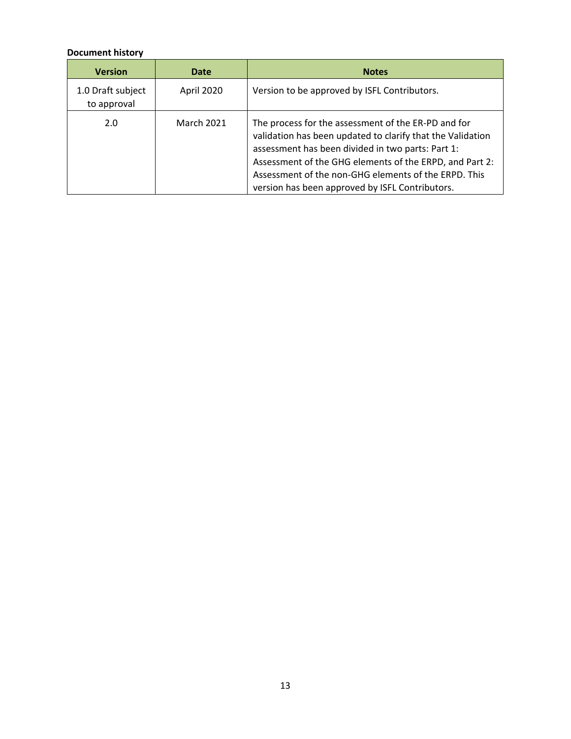**Document history**

| Version | Date | Notes |
| --- | --- | --- |
| 1.0 Draft subject to approval | April 2020 | Version to be approved by ISFL Contributors. |
| 2.0 | March 2021 | The process for the assessment of the ER-PD and for validation has been updated to clarify that the Validation assessment has been divided in two parts: Part 1: Assessment of the GHG elements of the ERPD, and Part 2: Assessment of the non-GHG elements of the ERPD. This version has been approved by ISFL Contributors. |